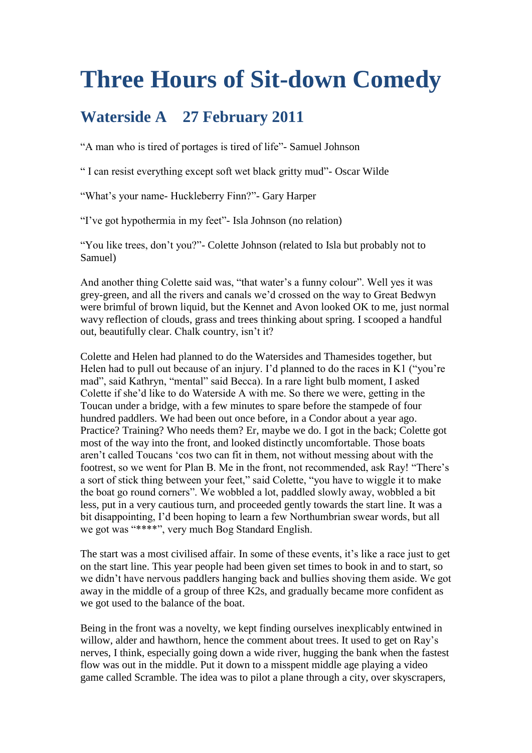# Three Hours of Sit-down Comedy

## Waterside A    27 February 2011

"A man who is tired of portages is tired of life"- Samuel Johnson

" I can resist everything except soft wet black gritty mud"- Oscar Wilde

"What's your name- Huckleberry Finn?"- Gary Harper

"I've got hypothermia in my feet"- Isla Johnson (no relation)

"You like trees, don't you?"- Colette Johnson (related to Isla but probably not to Samuel)

And another thing Colette said was, "that water's a funny colour". Well yes it was grey-green, and all the rivers and canals we'd crossed on the way to Great Bedwyn were brimful of brown liquid, but the Kennet and Avon looked OK to me, just normal wavy reflection of clouds, grass and trees thinking about spring. I scooped a handful out, beautifully clear. Chalk country, isn't it?

Colette and Helen had planned to do the Watersides and Thamesides together, but Helen had to pull out because of an injury. I'd planned to do the races in K1 ("you're mad", said Kathryn, "mental" said Becca). In a rare light bulb moment, I asked Colette if she'd like to do Waterside A with me. So there we were, getting in the Toucan under a bridge, with a few minutes to spare before the stampede of four hundred paddlers. We had been out once before, in a Condor about a year ago. Practice? Training? Who needs them? Er, maybe we do. I got in the back; Colette got most of the way into the front, and looked distinctly uncomfortable. Those boats aren't called Toucans 'cos two can fit in them, not without messing about with the footrest, so we went for Plan B. Me in the front, not recommended, ask Ray! "There's a sort of stick thing between your feet," said Colette, "you have to wiggle it to make the boat go round corners". We wobbled a lot, paddled slowly away, wobbled a bit less, put in a very cautious turn, and proceeded gently towards the start line. It was a bit disappointing, I'd been hoping to learn a few Northumbrian swear words, but all we got was "****", very much Bog Standard English.

The start was a most civilised affair. In some of these events, it's like a race just to get on the start line. This year people had been given set times to book in and to start, so we didn't have nervous paddlers hanging back and bullies shoving them aside. We got away in the middle of a group of three K2s, and gradually became more confident as we got used to the balance of the boat.

Being in the front was a novelty, we kept finding ourselves inexplicably entwined in willow, alder and hawthorn, hence the comment about trees. It used to get on Ray's nerves, I think, especially going down a wide river, hugging the bank when the fastest flow was out in the middle. Put it down to a misspent middle age playing a video game called Scramble. The idea was to pilot a plane through a city, over skyscrapers,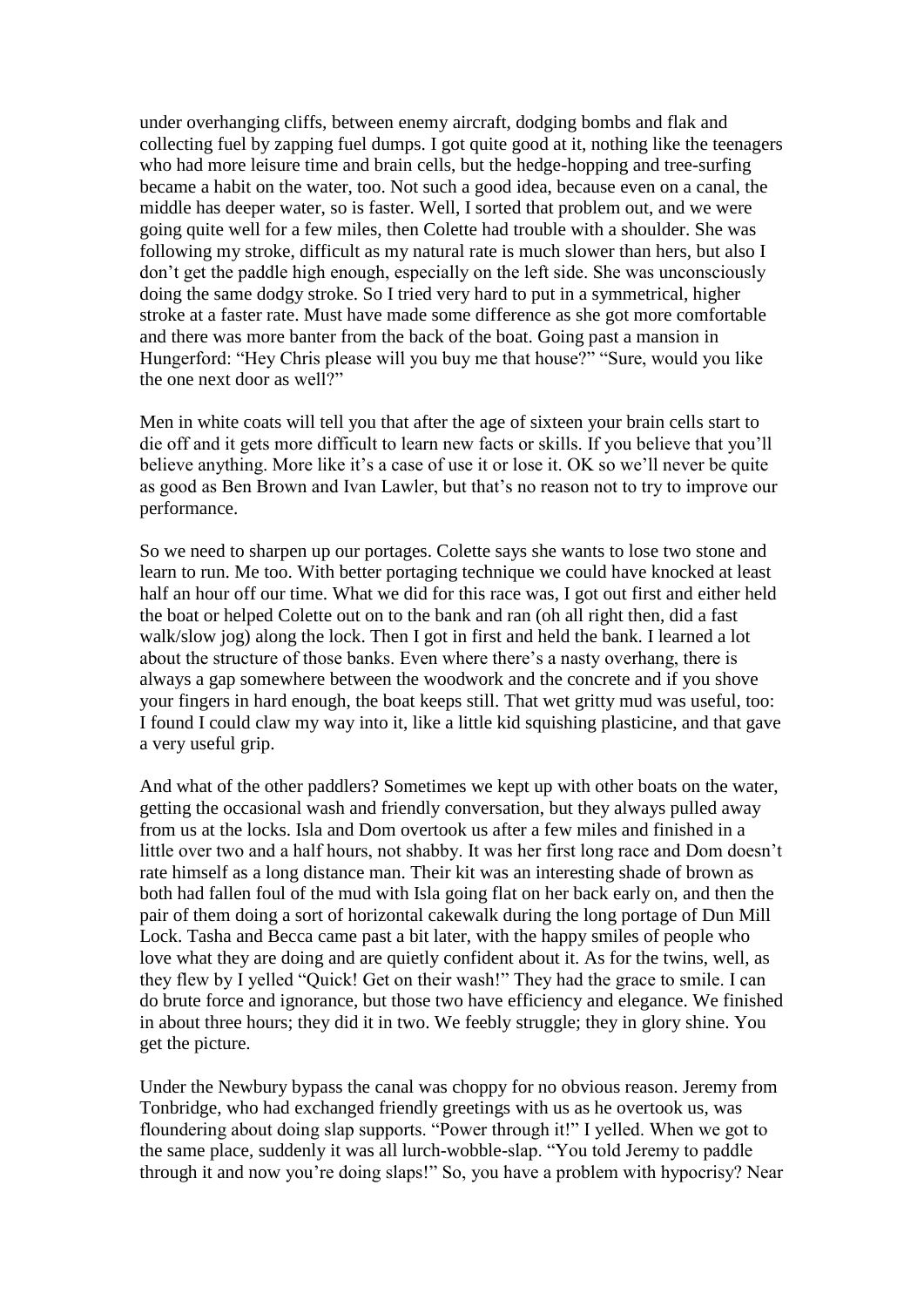under overhanging cliffs, between enemy aircraft, dodging bombs and flak and collecting fuel by zapping fuel dumps. I got quite good at it, nothing like the teenagers who had more leisure time and brain cells, but the hedge-hopping and tree-surfing became a habit on the water, too. Not such a good idea, because even on a canal, the middle has deeper water, so is faster. Well, I sorted that problem out, and we were going quite well for a few miles, then Colette had trouble with a shoulder. She was following my stroke, difficult as my natural rate is much slower than hers, but also I don't get the paddle high enough, especially on the left side. She was unconsciously doing the same dodgy stroke. So I tried very hard to put in a symmetrical, higher stroke at a faster rate. Must have made some difference as she got more comfortable and there was more banter from the back of the boat. Going past a mansion in Hungerford: "Hey Chris please will you buy me that house?" "Sure, would you like the one next door as well?"

Men in white coats will tell you that after the age of sixteen your brain cells start to die off and it gets more difficult to learn new facts or skills. If you believe that you'll believe anything. More like it's a case of use it or lose it. OK so we'll never be quite as good as Ben Brown and Ivan Lawler, but that's no reason not to try to improve our performance.

So we need to sharpen up our portages. Colette says she wants to lose two stone and learn to run. Me too. With better portaging technique we could have knocked at least half an hour off our time. What we did for this race was, I got out first and either held the boat or helped Colette out on to the bank and ran (oh all right then, did a fast walk/slow jog) along the lock. Then I got in first and held the bank. I learned a lot about the structure of those banks. Even where there's a nasty overhang, there is always a gap somewhere between the woodwork and the concrete and if you shove your fingers in hard enough, the boat keeps still. That wet gritty mud was useful, too: I found I could claw my way into it, like a little kid squishing plasticine, and that gave a very useful grip.

And what of the other paddlers? Sometimes we kept up with other boats on the water, getting the occasional wash and friendly conversation, but they always pulled away from us at the locks. Isla and Dom overtook us after a few miles and finished in a little over two and a half hours, not shabby. It was her first long race and Dom doesn't rate himself as a long distance man. Their kit was an interesting shade of brown as both had fallen foul of the mud with Isla going flat on her back early on, and then the pair of them doing a sort of horizontal cakewalk during the long portage of Dun Mill Lock. Tasha and Becca came past a bit later, with the happy smiles of people who love what they are doing and are quietly confident about it. As for the twins, well, as they flew by I yelled "Quick! Get on their wash!" They had the grace to smile. I can do brute force and ignorance, but those two have efficiency and elegance. We finished in about three hours; they did it in two. We feebly struggle; they in glory shine. You get the picture.

Under the Newbury bypass the canal was choppy for no obvious reason. Jeremy from Tonbridge, who had exchanged friendly greetings with us as he overtook us, was floundering about doing slap supports. "Power through it!" I yelled. When we got to the same place, suddenly it was all lurch-wobble-slap. "You told Jeremy to paddle through it and now you're doing slaps!" So, you have a problem with hypocrisy? Near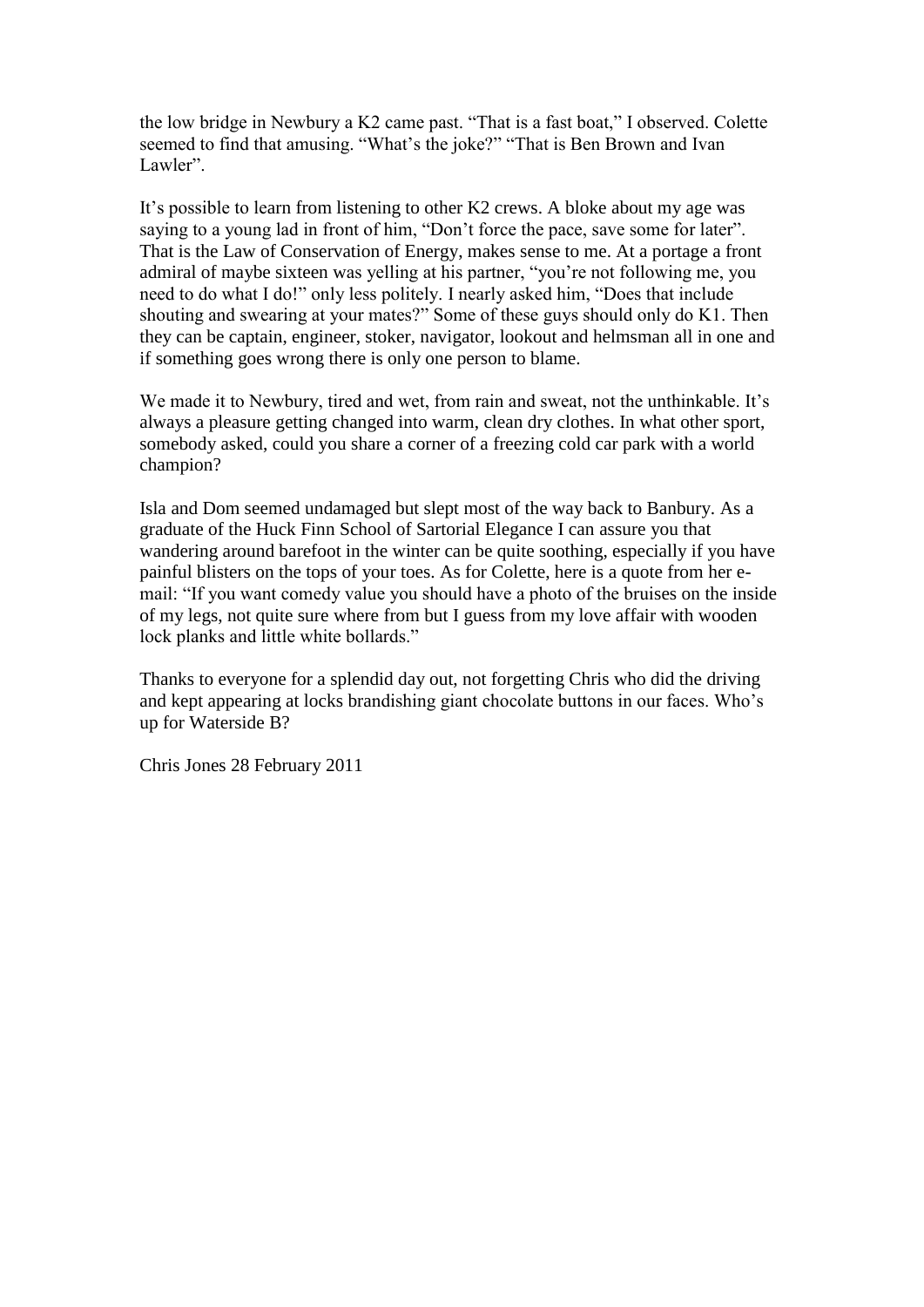the low bridge in Newbury a K2 came past. “That is a fast boat,” I observed. Colette seemed to find that amusing. “What’s the joke?” “That is Ben Brown and Ivan Lawler”.

It’s possible to learn from listening to other K2 crews. A bloke about my age was saying to a young lad in front of him, “Don’t force the pace, save some for later”. That is the Law of Conservation of Energy, makes sense to me. At a portage a front admiral of maybe sixteen was yelling at his partner, “you’re not following me, you need to do what I do!” only less politely. I nearly asked him, “Does that include shouting and swearing at your mates?” Some of these guys should only do K1. Then they can be captain, engineer, stoker, navigator, lookout and helmsman all in one and if something goes wrong there is only one person to blame.

We made it to Newbury, tired and wet, from rain and sweat, not the unthinkable. It’s always a pleasure getting changed into warm, clean dry clothes. In what other sport, somebody asked, could you share a corner of a freezing cold car park with a world champion?

Isla and Dom seemed undamaged but slept most of the way back to Banbury. As a graduate of the Huck Finn School of Sartorial Elegance I can assure you that wandering around barefoot in the winter can be quite soothing, especially if you have painful blisters on the tops of your toes. As for Colette, here is a quote from her e-mail: “If you want comedy value you should have a photo of the bruises on the inside of my legs, not quite sure where from but I guess from my love affair with wooden lock planks and little white bollards.”

Thanks to everyone for a splendid day out, not forgetting Chris who did the driving and kept appearing at locks brandishing giant chocolate buttons in our faces. Who’s up for Waterside B?

Chris Jones 28 February 2011